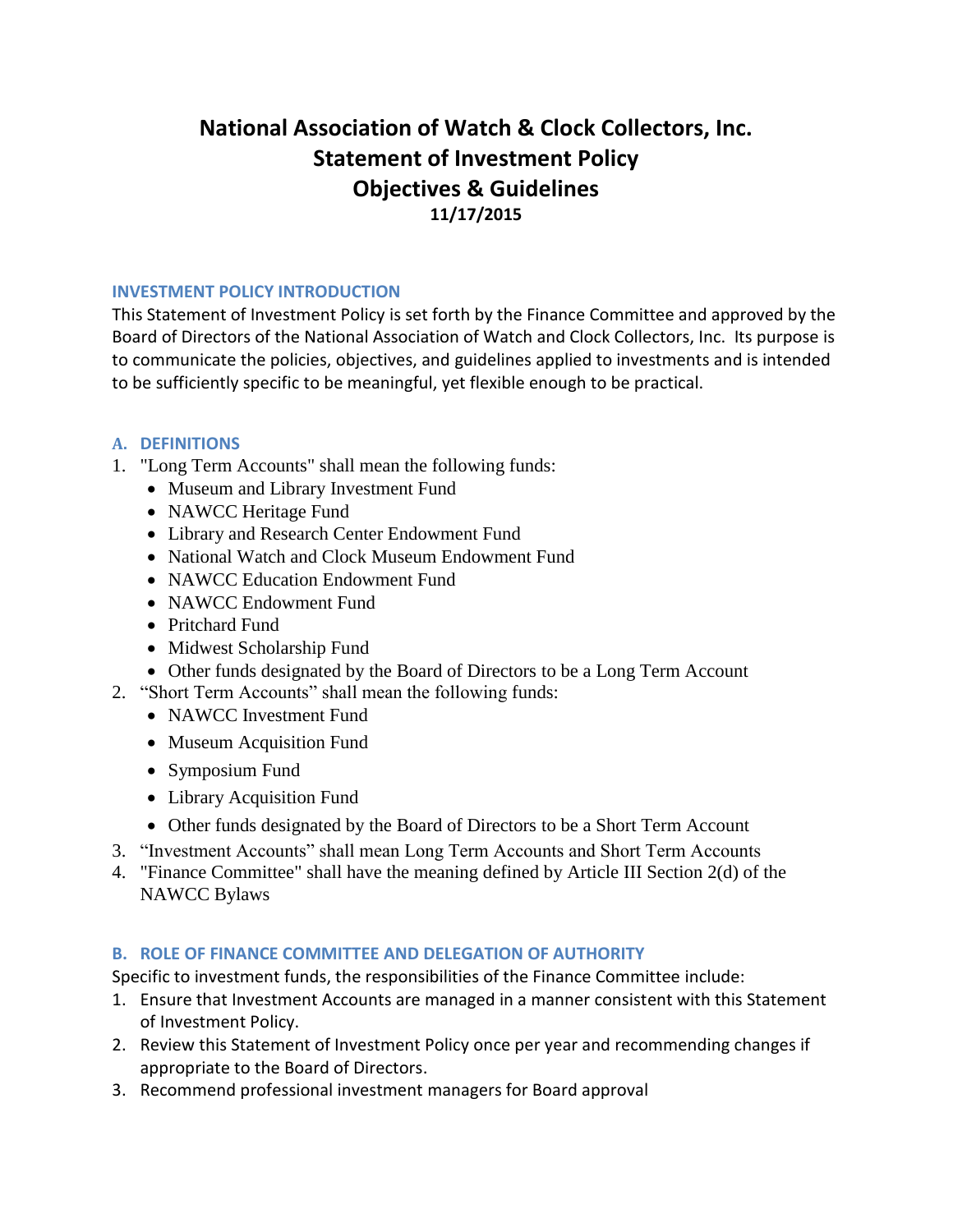# National Association of Watch & Clock Collectors, Inc.
# Statement of Investment Policy
# Objectives & Guidelines

**11/17/2015**

## INVESTMENT POLICY INTRODUCTION

This Statement of Investment Policy is set forth by the Finance Committee and approved by the Board of Directors of the National Association of Watch and Clock Collectors, Inc. Its purpose is to communicate the policies, objectives, and guidelines applied to investments and is intended to be sufficiently specific to be meaningful, yet flexible enough to be practical.

## A. DEFINITIONS

1. "Long Term Accounts" shall mean the following funds:
   - Museum and Library Investment Fund
   - NAWCC Heritage Fund
   - Library and Research Center Endowment Fund
   - National Watch and Clock Museum Endowment Fund
   - NAWCC Education Endowment Fund
   - NAWCC Endowment Fund
   - Pritchard Fund
   - Midwest Scholarship Fund
   - Other funds designated by the Board of Directors to be a Long Term Account
2. "Short Term Accounts" shall mean the following funds:
   - NAWCC Investment Fund
   - Museum Acquisition Fund
   - Symposium Fund
   - Library Acquisition Fund
   - Other funds designated by the Board of Directors to be a Short Term Account
3. "Investment Accounts" shall mean Long Term Accounts and Short Term Accounts
4. "Finance Committee" shall have the meaning defined by Article III Section 2(d) of the NAWCC Bylaws

## B. ROLE OF FINANCE COMMITTEE AND DELEGATION OF AUTHORITY

Specific to investment funds, the responsibilities of the Finance Committee include:

1. Ensure that Investment Accounts are managed in a manner consistent with this Statement of Investment Policy.
2. Review this Statement of Investment Policy once per year and recommending changes if appropriate to the Board of Directors.
3. Recommend professional investment managers for Board approval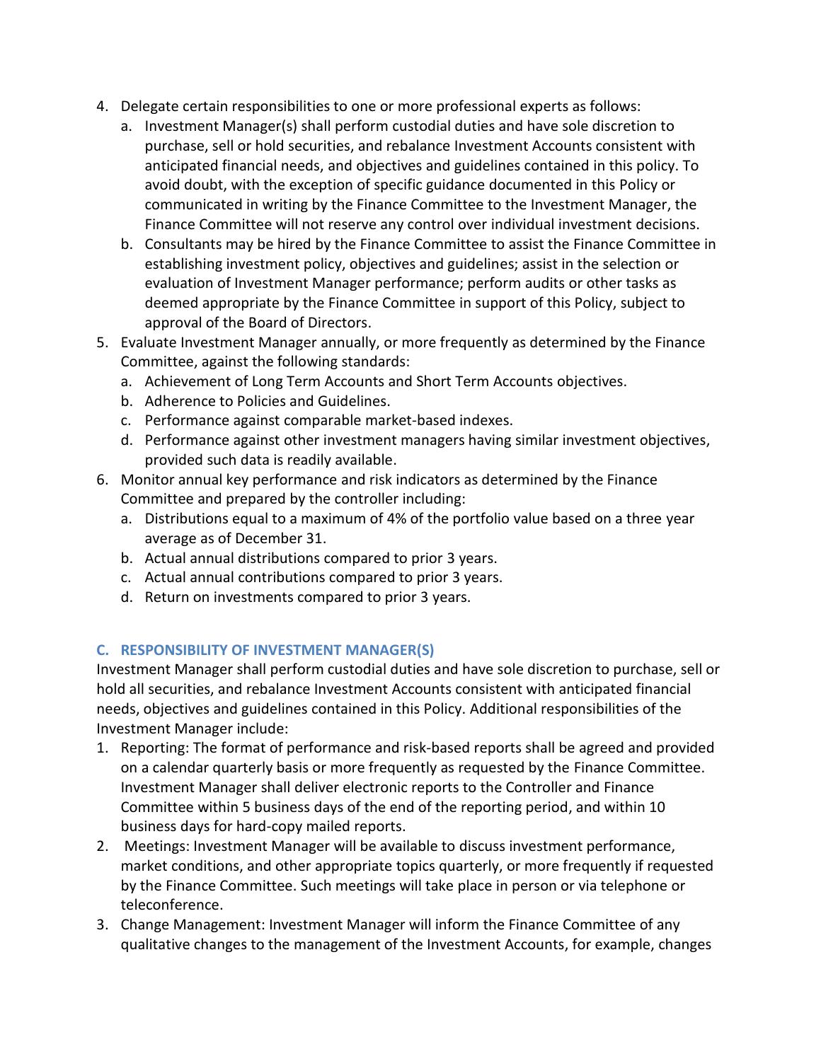4. Delegate certain responsibilities to one or more professional experts as follows:
   a. Investment Manager(s) shall perform custodial duties and have sole discretion to purchase, sell or hold securities, and rebalance Investment Accounts consistent with anticipated financial needs, and objectives and guidelines contained in this policy. To avoid doubt, with the exception of specific guidance documented in this Policy or communicated in writing by the Finance Committee to the Investment Manager, the Finance Committee will not reserve any control over individual investment decisions.
   b. Consultants may be hired by the Finance Committee to assist the Finance Committee in establishing investment policy, objectives and guidelines; assist in the selection or evaluation of Investment Manager performance; perform audits or other tasks as deemed appropriate by the Finance Committee in support of this Policy, subject to approval of the Board of Directors.
5. Evaluate Investment Manager annually, or more frequently as determined by the Finance Committee, against the following standards:
   a. Achievement of Long Term Accounts and Short Term Accounts objectives.
   b. Adherence to Policies and Guidelines.
   c. Performance against comparable market-based indexes.
   d. Performance against other investment managers having similar investment objectives, provided such data is readily available.
6. Monitor annual key performance and risk indicators as determined by the Finance Committee and prepared by the controller including:
   a. Distributions equal to a maximum of 4% of the portfolio value based on a three year average as of December 31.
   b. Actual annual distributions compared to prior 3 years.
   c. Actual annual contributions compared to prior 3 years.
   d. Return on investments compared to prior 3 years.

## C. RESPONSIBILITY OF INVESTMENT MANAGER(S)

Investment Manager shall perform custodial duties and have sole discretion to purchase, sell or hold all securities, and rebalance Investment Accounts consistent with anticipated financial needs, objectives and guidelines contained in this Policy. Additional responsibilities of the Investment Manager include:

1. Reporting: The format of performance and risk-based reports shall be agreed and provided on a calendar quarterly basis or more frequently as requested by the Finance Committee. Investment Manager shall deliver electronic reports to the Controller and Finance Committee within 5 business days of the end of the reporting period, and within 10 business days for hard-copy mailed reports.
2. Meetings: Investment Manager will be available to discuss investment performance, market conditions, and other appropriate topics quarterly, or more frequently if requested by the Finance Committee. Such meetings will take place in person or via telephone or teleconference.
3. Change Management: Investment Manager will inform the Finance Committee of any qualitative changes to the management of the Investment Accounts, for example, changes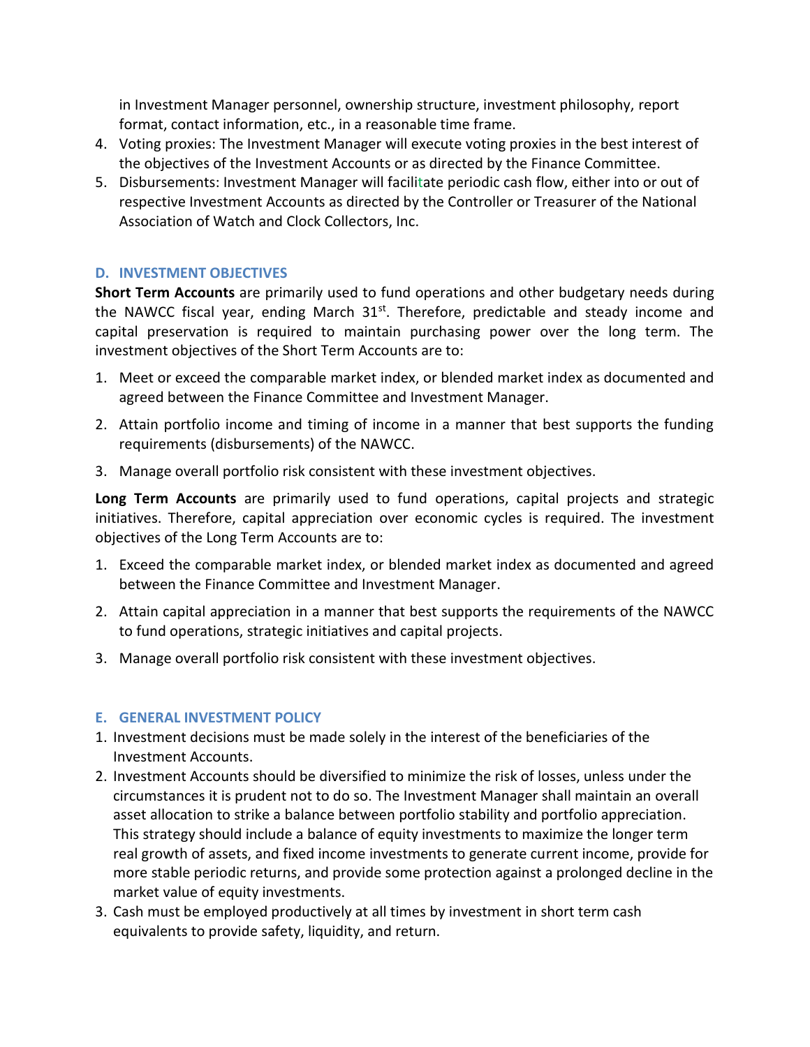in Investment Manager personnel, ownership structure, investment philosophy, report format, contact information, etc., in a reasonable time frame.

4. Voting proxies: The Investment Manager will execute voting proxies in the best interest of the objectives of the Investment Accounts or as directed by the Finance Committee.
5. Disbursements: Investment Manager will facilitate periodic cash flow, either into or out of respective Investment Accounts as directed by the Controller or Treasurer of the National Association of Watch and Clock Collectors, Inc.

## D. INVESTMENT OBJECTIVES

**Short Term Accounts** are primarily used to fund operations and other budgetary needs during the NAWCC fiscal year, ending March 31st. Therefore, predictable and steady income and capital preservation is required to maintain purchasing power over the long term. The investment objectives of the Short Term Accounts are to:

1. Meet or exceed the comparable market index, or blended market index as documented and agreed between the Finance Committee and Investment Manager.
2. Attain portfolio income and timing of income in a manner that best supports the funding requirements (disbursements) of the NAWCC.
3. Manage overall portfolio risk consistent with these investment objectives.

**Long Term Accounts** are primarily used to fund operations, capital projects and strategic initiatives. Therefore, capital appreciation over economic cycles is required. The investment objectives of the Long Term Accounts are to:

1. Exceed the comparable market index, or blended market index as documented and agreed between the Finance Committee and Investment Manager.
2. Attain capital appreciation in a manner that best supports the requirements of the NAWCC to fund operations, strategic initiatives and capital projects.
3. Manage overall portfolio risk consistent with these investment objectives.

## E. GENERAL INVESTMENT POLICY

1. Investment decisions must be made solely in the interest of the beneficiaries of the Investment Accounts.
2. Investment Accounts should be diversified to minimize the risk of losses, unless under the circumstances it is prudent not to do so. The Investment Manager shall maintain an overall asset allocation to strike a balance between portfolio stability and portfolio appreciation. This strategy should include a balance of equity investments to maximize the longer term real growth of assets, and fixed income investments to generate current income, provide for more stable periodic returns, and provide some protection against a prolonged decline in the market value of equity investments.
3. Cash must be employed productively at all times by investment in short term cash equivalents to provide safety, liquidity, and return.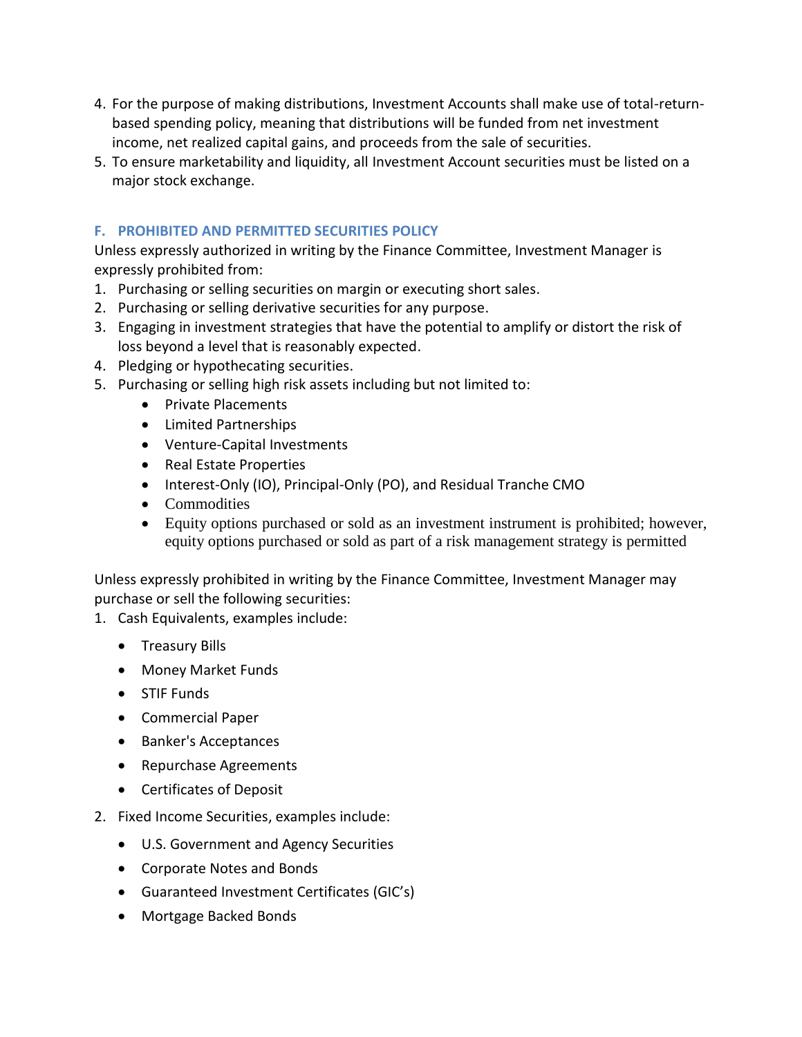4. For the purpose of making distributions, Investment Accounts shall make use of total-return-based spending policy, meaning that distributions will be funded from net investment income, net realized capital gains, and proceeds from the sale of securities.
5. To ensure marketability and liquidity, all Investment Account securities must be listed on a major stock exchange.

## F. PROHIBITED AND PERMITTED SECURITIES POLICY

Unless expressly authorized in writing by the Finance Committee, Investment Manager is expressly prohibited from:

1. Purchasing or selling securities on margin or executing short sales.
2. Purchasing or selling derivative securities for any purpose.
3. Engaging in investment strategies that have the potential to amplify or distort the risk of loss beyond a level that is reasonably expected.
4. Pledging or hypothecating securities.
5. Purchasing or selling high risk assets including but not limited to:
   - Private Placements
   - Limited Partnerships
   - Venture-Capital Investments
   - Real Estate Properties
   - Interest-Only (IO), Principal-Only (PO), and Residual Tranche CMO
   - Commodities
   - Equity options purchased or sold as an investment instrument is prohibited; however, equity options purchased or sold as part of a risk management strategy is permitted

Unless expressly prohibited in writing by the Finance Committee, Investment Manager may purchase or sell the following securities:

1. Cash Equivalents, examples include:
   - Treasury Bills
   - Money Market Funds
   - STIF Funds
   - Commercial Paper
   - Banker's Acceptances
   - Repurchase Agreements
   - Certificates of Deposit
2. Fixed Income Securities, examples include:
   - U.S. Government and Agency Securities
   - Corporate Notes and Bonds
   - Guaranteed Investment Certificates (GIC's)
   - Mortgage Backed Bonds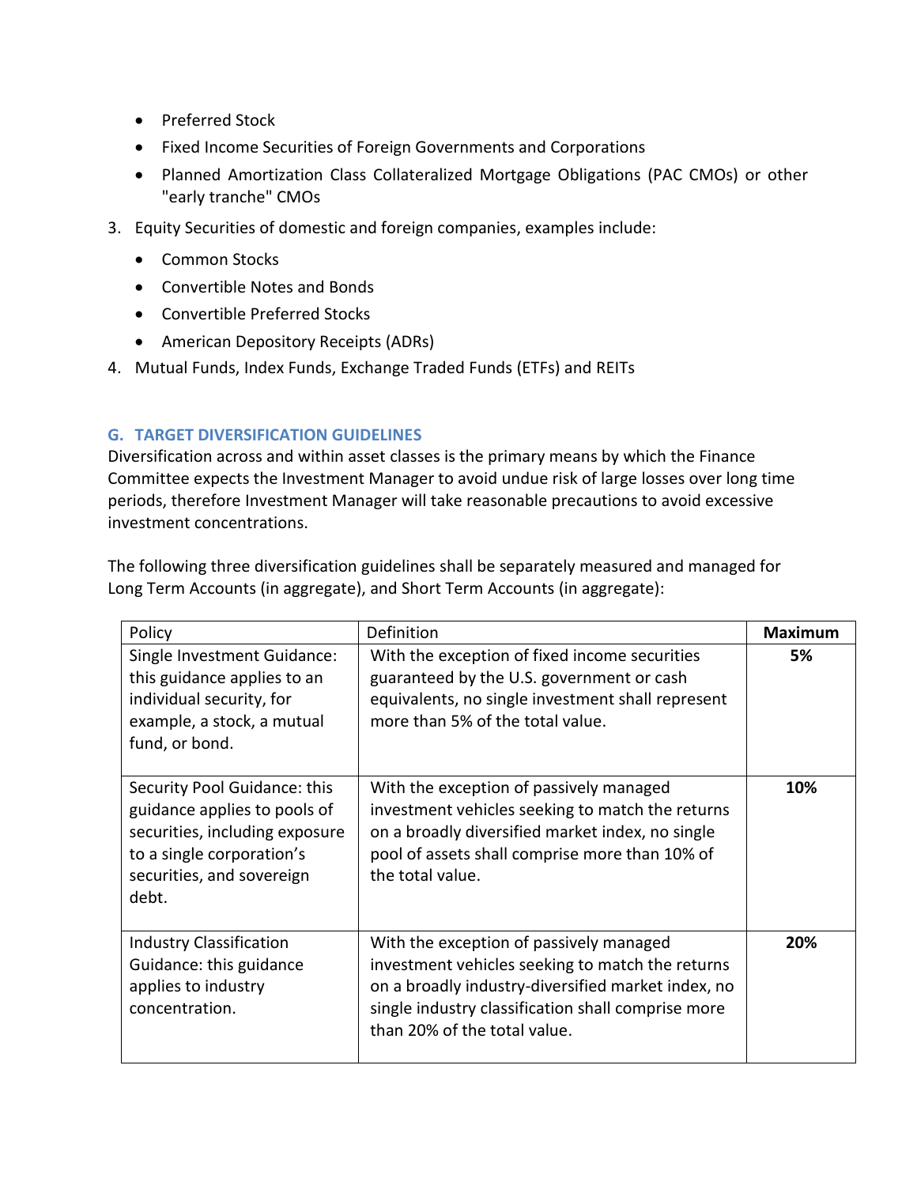- Preferred Stock
- Fixed Income Securities of Foreign Governments and Corporations
- Planned Amortization Class Collateralized Mortgage Obligations (PAC CMOs) or other "early tranche" CMOs

3. Equity Securities of domestic and foreign companies, examples include:
   - Common Stocks
   - Convertible Notes and Bonds
   - Convertible Preferred Stocks
   - American Depository Receipts (ADRs)
4. Mutual Funds, Index Funds, Exchange Traded Funds (ETFs) and REITs

## G. TARGET DIVERSIFICATION GUIDELINES

Diversification across and within asset classes is the primary means by which the Finance Committee expects the Investment Manager to avoid undue risk of large losses over long time periods, therefore Investment Manager will take reasonable precautions to avoid excessive investment concentrations.

The following three diversification guidelines shall be separately measured and managed for Long Term Accounts (in aggregate), and Short Term Accounts (in aggregate):

| Policy | Definition | **Maximum** |
|---|---|---|
| Single Investment Guidance: this guidance applies to an individual security, for example, a stock, a mutual fund, or bond. | With the exception of fixed income securities guaranteed by the U.S. government or cash equivalents, no single investment shall represent more than 5% of the total value. | **5%** |
| Security Pool Guidance: this guidance applies to pools of securities, including exposure to a single corporation's securities, and sovereign debt. | With the exception of passively managed investment vehicles seeking to match the returns on a broadly diversified market index, no single pool of assets shall comprise more than 10% of the total value. | **10%** |
| Industry Classification Guidance: this guidance applies to industry concentration. | With the exception of passively managed investment vehicles seeking to match the returns on a broadly industry-diversified market index, no single industry classification shall comprise more than 20% of the total value. | **20%** |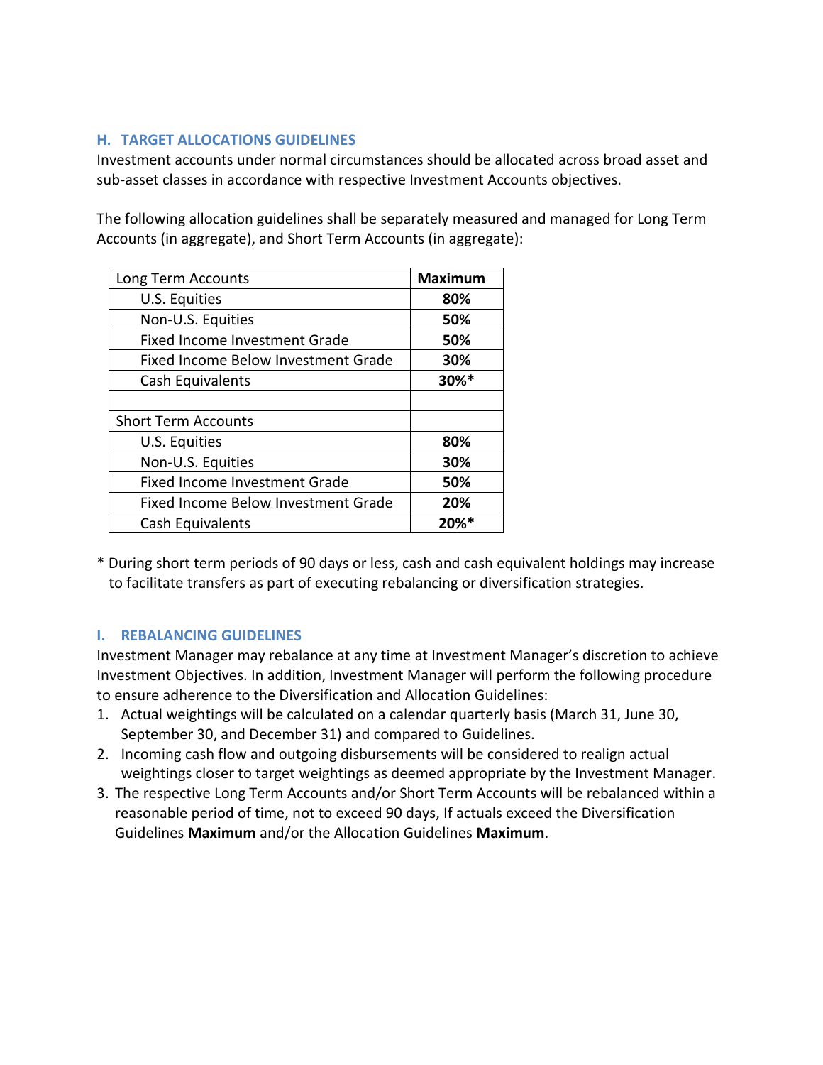### H. TARGET ALLOCATIONS GUIDELINES

Investment accounts under normal circumstances should be allocated across broad asset and sub-asset classes in accordance with respective Investment Accounts objectives.

The following allocation guidelines shall be separately measured and managed for Long Term Accounts (in aggregate), and Short Term Accounts (in aggregate):

| Long Term Accounts | **Maximum** |
|---|---|
| U.S. Equities | **80%** |
| Non-U.S. Equities | **50%** |
| Fixed Income Investment Grade | **50%** |
| Fixed Income Below Investment Grade | **30%** |
| Cash Equivalents | **30%*** |
| | |
| Short Term Accounts | |
| U.S. Equities | **80%** |
| Non-U.S. Equities | **30%** |
| Fixed Income Investment Grade | **50%** |
| Fixed Income Below Investment Grade | **20%** |
| Cash Equivalents | **20%*** |

* During short term periods of 90 days or less, cash and cash equivalent holdings may increase to facilitate transfers as part of executing rebalancing or diversification strategies.

### I. REBALANCING GUIDELINES

Investment Manager may rebalance at any time at Investment Manager's discretion to achieve Investment Objectives. In addition, Investment Manager will perform the following procedure to ensure adherence to the Diversification and Allocation Guidelines:

1. Actual weightings will be calculated on a calendar quarterly basis (March 31, June 30, September 30, and December 31) and compared to Guidelines.
2. Incoming cash flow and outgoing disbursements will be considered to realign actual weightings closer to target weightings as deemed appropriate by the Investment Manager.
3. The respective Long Term Accounts and/or Short Term Accounts will be rebalanced within a reasonable period of time, not to exceed 90 days, If actuals exceed the Diversification Guidelines **Maximum** and/or the Allocation Guidelines **Maximum**.